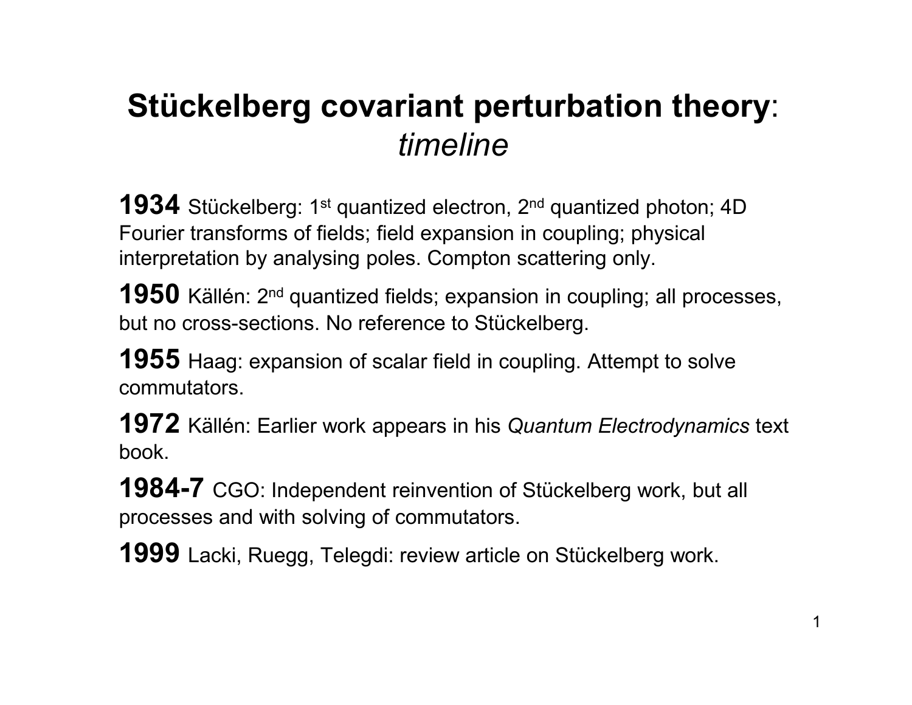# **Stückelberg covariant perturbation theory**: *timeline*

**1934** Stückelberg: 1st quantized electron, 2nd quantized photon; 4D Fourier transforms of fields; field expansion in coupling; physical interpretation by analysing poles. Compton scattering only.

**1950** Källén: 2nd quantized fields; expansion in coupling; all processes, but no cross-sections. No reference to Stückelberg.

**1955** Haag: expansion of scalar field in coupling. Attempt to solve commutators.

**1972** Källén: Earlier work appears in his *Quantum Electrodynamics* text book.

**1984-7** CGO: Independent reinvention of Stückelberg work, but all processes and with solving of commutators.

**1999** Lacki, Ruegg, Telegdi: review article on Stückelberg work.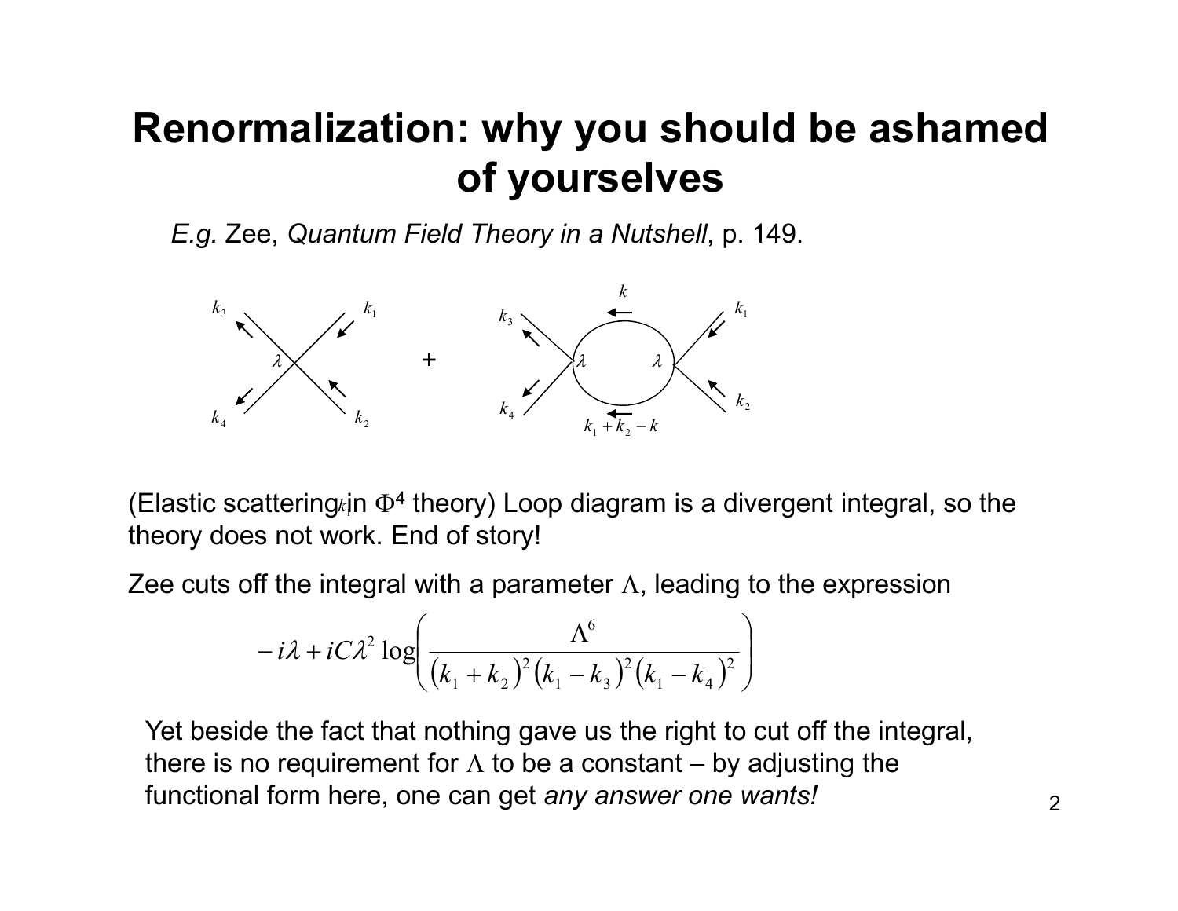# Renormalization: why you should be ashamed of yourselves

*E.g.* Zee, *Quantum Field Theory in a Nutshell*, p. 149.

(Elastic scattering in $\Phi^4$ theory) Loop diagram is a divergent integral, so the theory does not work. End of story!

Zee cuts off the integral with a parameter $\Lambda$, leading to the expression

$$-i\lambda + iC\lambda^2 \log\left(\frac{\Lambda^6}{(k_1+k_2)^2(k_1-k_3)^2(k_1-k_4)^2}\right)$$

Yet beside the fact that nothing gave us the right to cut off the integral, there is no requirement for $\Lambda$ to be a constant – by adjusting the functional form here, one can get *any answer one wants!*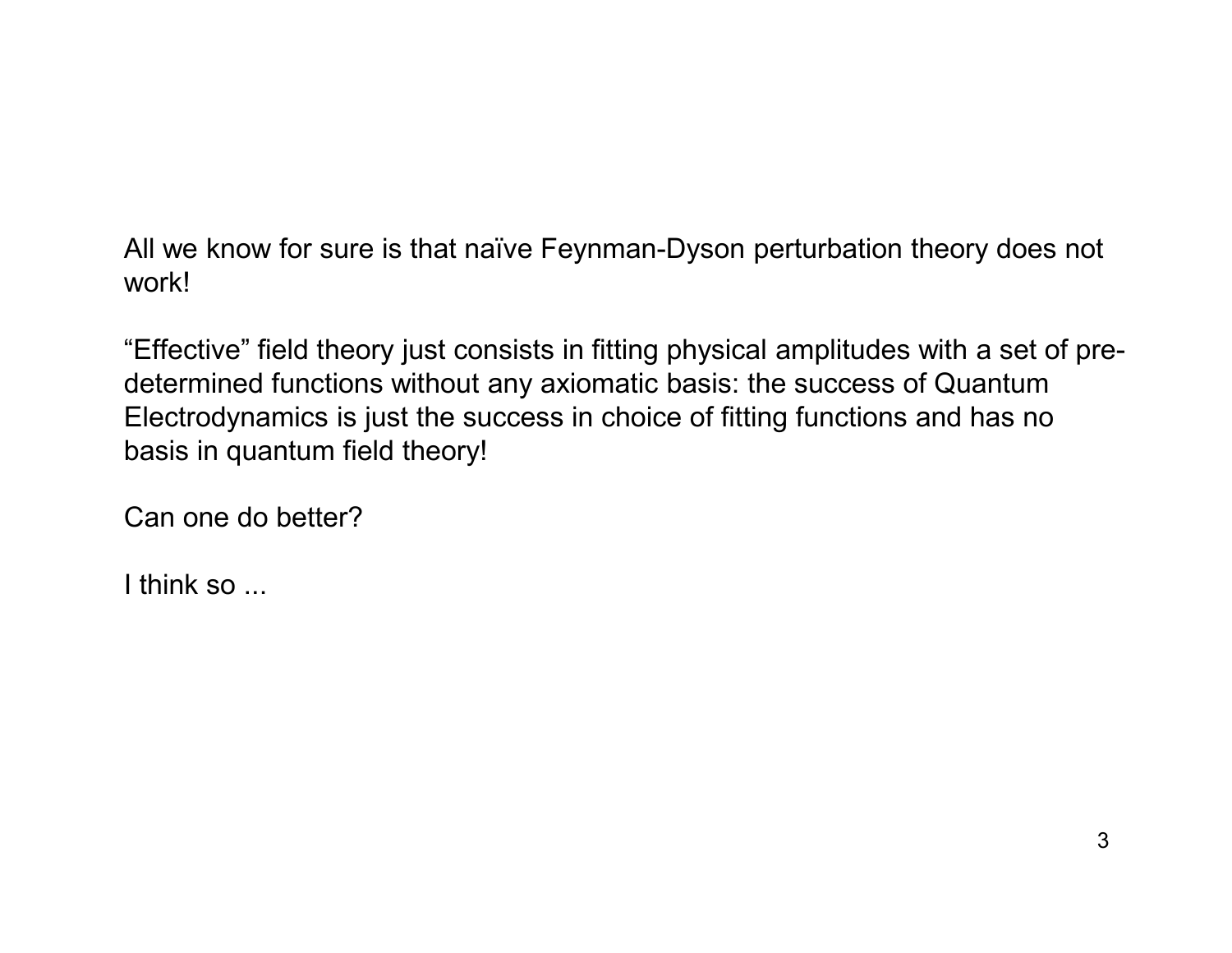All we know for sure is that naïve Feynman-Dyson perturbation theory does not work!

“Effective” field theory just consists in fitting physical amplitudes with a set of pre-determined functions without any axiomatic basis: the success of Quantum Electrodynamics is just the success in choice of fitting functions and has no basis in quantum field theory!

Can one do better?

I think so ...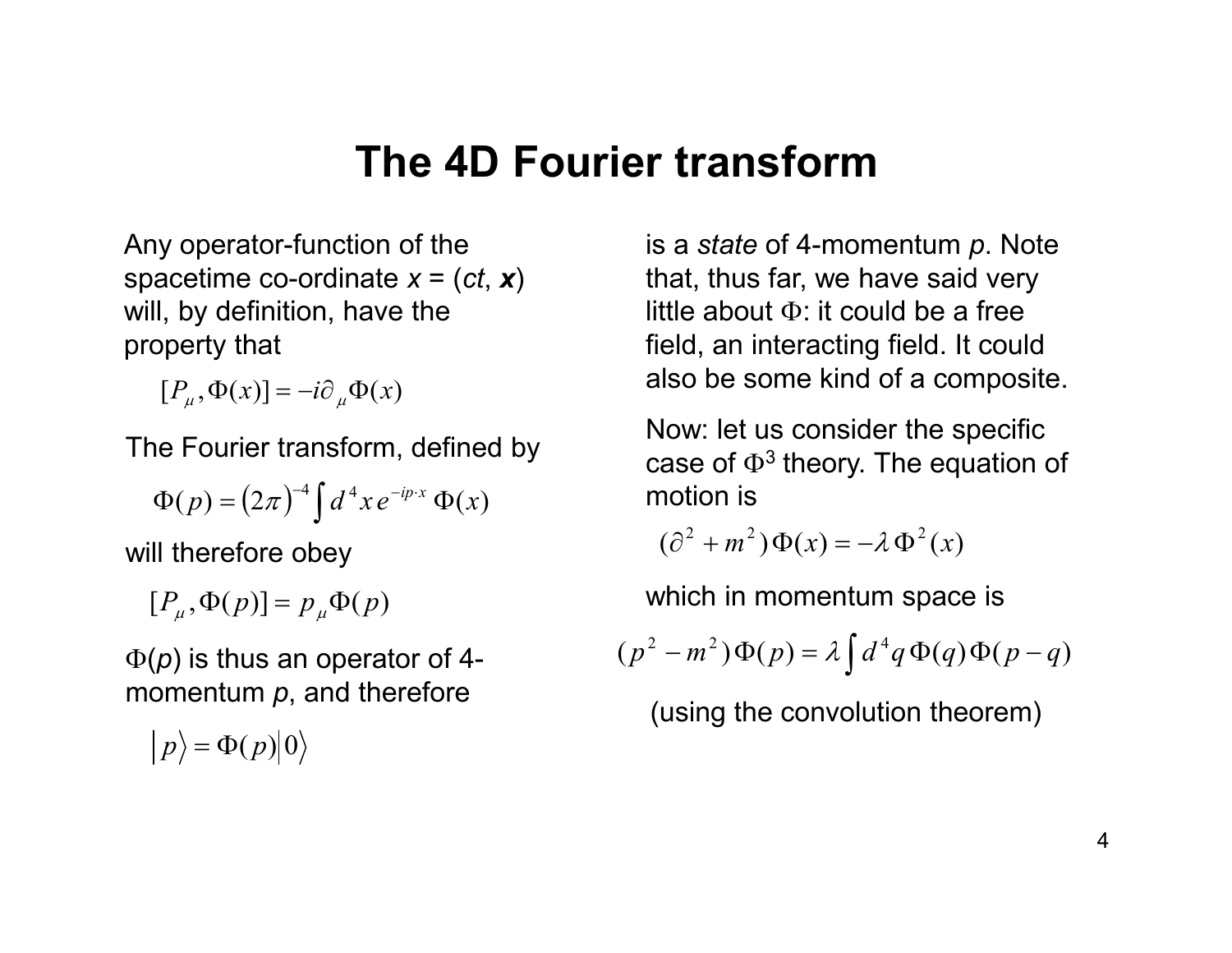# The 4D Fourier transform

Any operator-function of the spacetime co-ordinate $x = (ct, \boldsymbol{x})$ will, by definition, have the property that

$$[P_\mu, \Phi(x)] = -i\partial_\mu \Phi(x)$$

The Fourier transform, defined by

$$\Phi(p) = (2\pi)^{-4} \int d^4 x \, e^{-ip \cdot x} \, \Phi(x)$$

will therefore obey

$$[P_\mu, \Phi(p)] = p_\mu \Phi(p)$$

$\Phi(p)$ is thus an operator of 4-momentum $p$, and therefore

$$\left| p \right\rangle = \Phi(p) \left| 0 \right\rangle$$

is a *state* of 4-momentum $p$. Note that, thus far, we have said very little about $\Phi$: it could be a free field, an interacting field. It could also be some kind of a composite.

Now: let us consider the specific case of $\Phi^3$ theory. The equation of motion is

$$(\partial^2 + m^2)\Phi(x) = -\lambda \, \Phi^2(x)$$

which in momentum space is

$$(p^2 - m^2)\Phi(p) = \lambda \int d^4 q \, \Phi(q) \, \Phi(p - q)$$

(using the convolution theorem)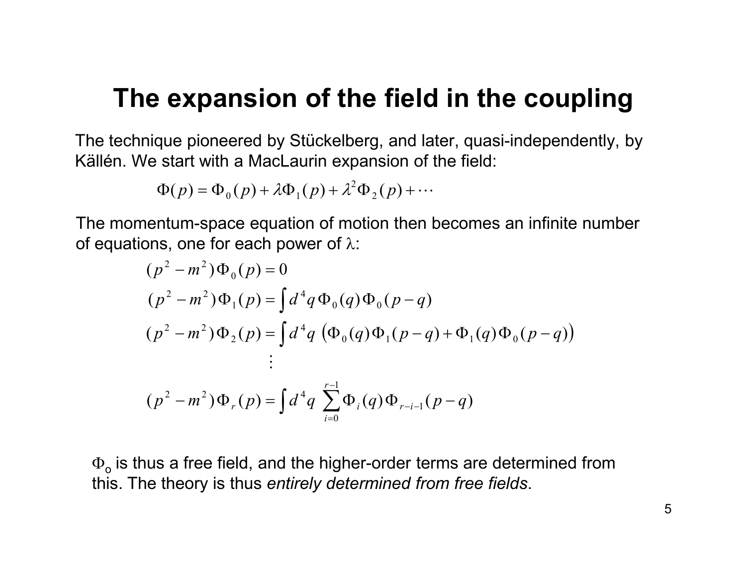# The expansion of the field in the coupling

The technique pioneered by Stückelberg, and later, quasi-independently, by Källén. We start with a MacLaurin expansion of the field:

$$\Phi(p) = \Phi_0(p) + \lambda\Phi_1(p) + \lambda^2\Phi_2(p) + \cdots$$

The momentum-space equation of motion then becomes an infinite number of equations, one for each power of $\lambda$:

$$(p^2 - m^2)\Phi_0(p) = 0$$

$$(p^2 - m^2)\Phi_1(p) = \int d^4q\, \Phi_0(q)\Phi_0(p-q)$$

$$(p^2 - m^2)\Phi_2(p) = \int d^4q\, \left(\Phi_0(q)\Phi_1(p-q) + \Phi_1(q)\Phi_0(p-q)\right)$$

$$\vdots$$

$$(p^2 - m^2)\Phi_r(p) = \int d^4q\, \sum_{i=0}^{r-1}\Phi_i(q)\Phi_{r-i-1}(p-q)$$

$\Phi_o$ is thus a free field, and the higher-order terms are determined from this. The theory is thus *entirely determined from free fields*.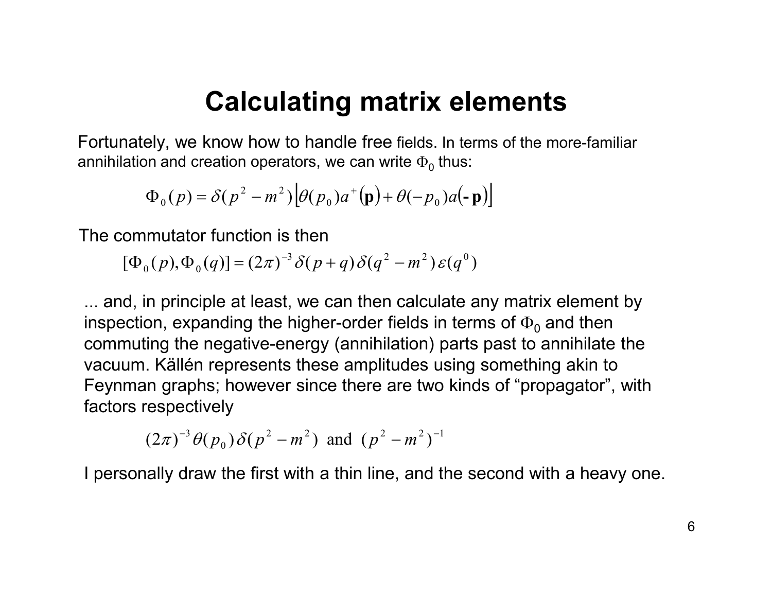# Calculating matrix elements

Fortunately, we know how to handle free fields. In terms of the more-familiar annihilation and creation operators, we can write $\Phi_0$ thus:

$$\Phi_0(p) = \delta(p^2 - m^2)\left[\theta(p_0)a^+(\mathbf{p}) + \theta(-p_0)a(-\mathbf{p})\right]$$

The commutator function is then

$$[\Phi_0(p), \Phi_0(q)] = (2\pi)^{-3}\delta(p+q)\,\delta(q^2 - m^2)\,\varepsilon(q^0)$$

... and, in principle at least, we can then calculate any matrix element by inspection, expanding the higher-order fields in terms of $\Phi_0$ and then commuting the negative-energy (annihilation) parts past to annihilate the vacuum. Källén represents these amplitudes using something akin to Feynman graphs; however since there are two kinds of "propagator", with factors respectively

$$(2\pi)^{-3}\theta(p_0)\,\delta(p^2 - m^2) \text{ and } (p^2 - m^2)^{-1}$$

I personally draw the first with a thin line, and the second with a heavy one.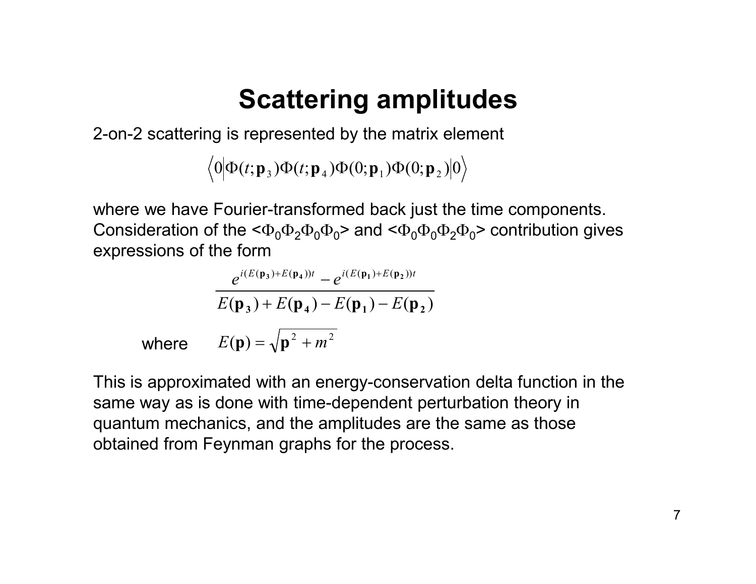# Scattering amplitudes

2-on-2 scattering is represented by the matrix element

$$\left\langle 0 \middle| \Phi(t;\mathbf{p}_3)\Phi(t;\mathbf{p}_4)\Phi(0;\mathbf{p}_1)\Phi(0;\mathbf{p}_2) \middle| 0 \right\rangle$$

where we have Fourier-transformed back just the time components. Consideration of the $<\Phi_0\Phi_2\Phi_0\Phi_0>$ and $<\Phi_0\Phi_0\Phi_2\Phi_0>$ contribution gives expressions of the form

$$\frac{e^{i(E(\mathbf{p_3})+E(\mathbf{p_4}))t} - e^{i(E(\mathbf{p_1})+E(\mathbf{p_2}))t}}{E(\mathbf{p_3}) + E(\mathbf{p_4}) - E(\mathbf{p_1}) - E(\mathbf{p_2})}$$

where $\quad E(\mathbf{p}) = \sqrt{\mathbf{p}^2 + m^2}$

This is approximated with an energy-conservation delta function in the same way as is done with time-dependent perturbation theory in quantum mechanics, and the amplitudes are the same as those obtained from Feynman graphs for the process.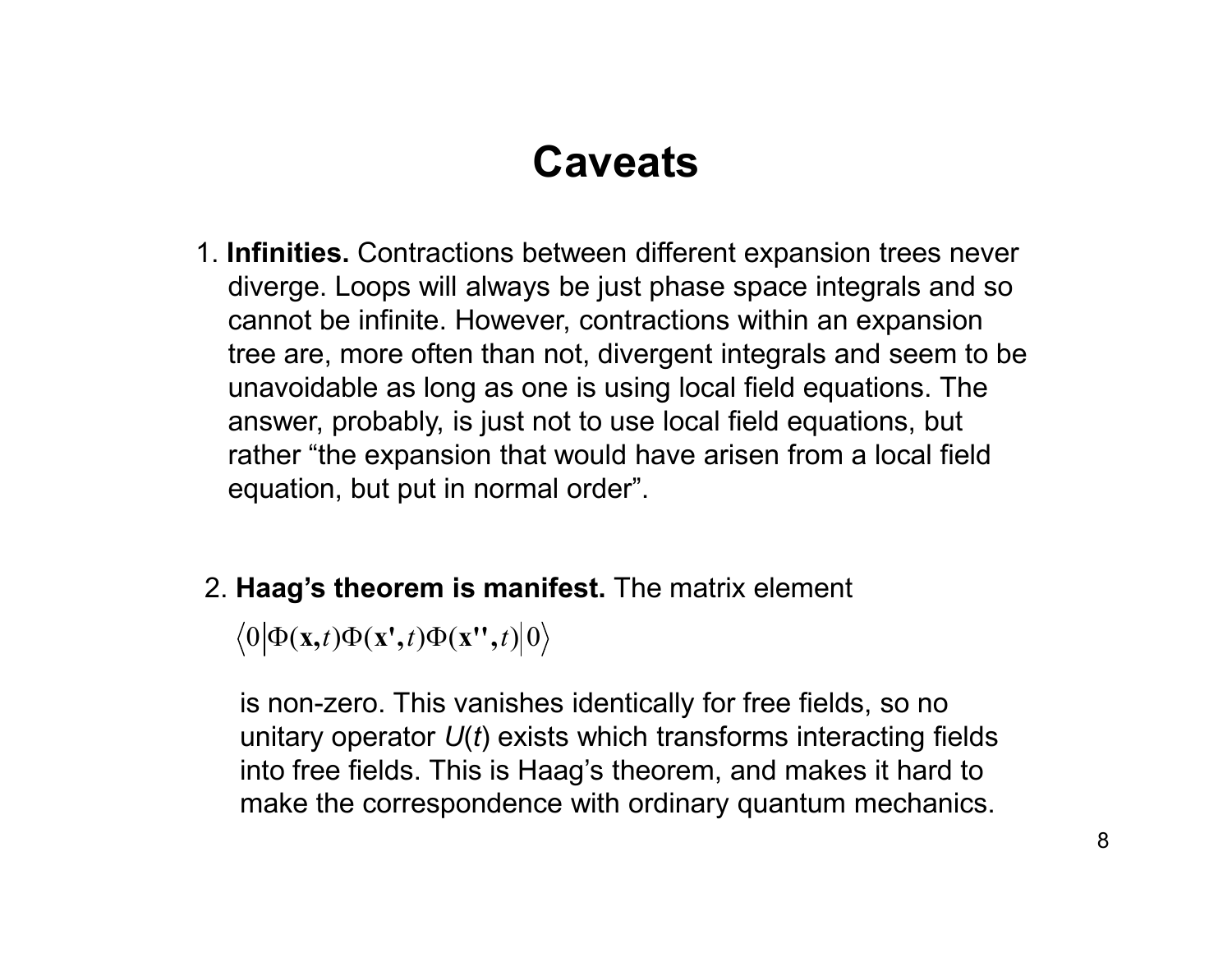# Caveats

1. **Infinities.** Contractions between different expansion trees never diverge. Loops will always be just phase space integrals and so cannot be infinite. However, contractions within an expansion tree are, more often than not, divergent integrals and seem to be unavoidable as long as one is using local field equations. The answer, probably, is just not to use local field equations, but rather "the expansion that would have arisen from a local field equation, but put in normal order".

2. **Haag's theorem is manifest.** The matrix element

$$\langle 0 | \Phi(\mathbf{x}, t) \Phi(\mathbf{x}', t) \Phi(\mathbf{x}'', t) | 0 \rangle$$

is non-zero. This vanishes identically for free fields, so no unitary operator $U(t)$ exists which transforms interacting fields into free fields. This is Haag's theorem, and makes it hard to make the correspondence with ordinary quantum mechanics.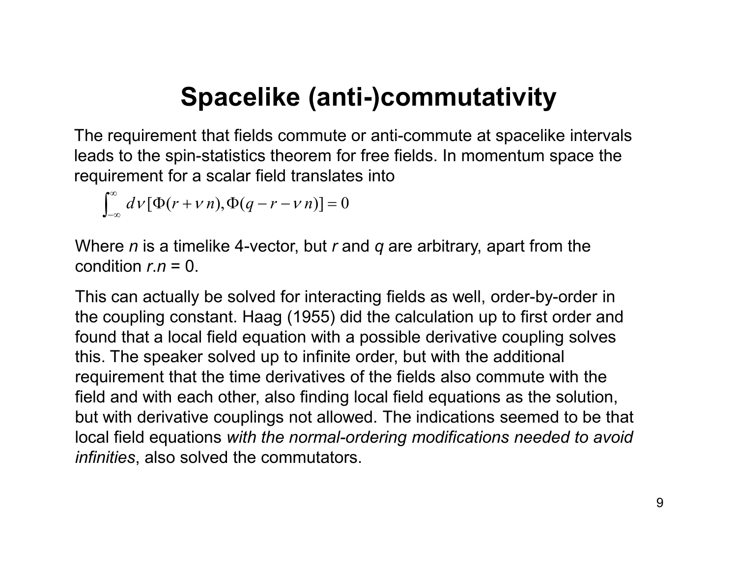# Spacelike (anti-)commutativity

The requirement that fields commute or anti-commute at spacelike intervals leads to the spin-statistics theorem for free fields. In momentum space the requirement for a scalar field translates into

$$\int_{-\infty}^{\infty} d\nu \, [\Phi(r+\nu\, n), \Phi(q-r-\nu\, n)] = 0$$

Where $n$ is a timelike 4-vector, but $r$ and $q$ are arbitrary, apart from the condition $r.n = 0$.

This can actually be solved for interacting fields as well, order-by-order in the coupling constant. Haag (1955) did the calculation up to first order and found that a local field equation with a possible derivative coupling solves this. The speaker solved up to infinite order, but with the additional requirement that the time derivatives of the fields also commute with the field and with each other, also finding local field equations as the solution, but with derivative couplings not allowed. The indications seemed to be that local field equations *with the normal-ordering modifications needed to avoid infinities*, also solved the commutators.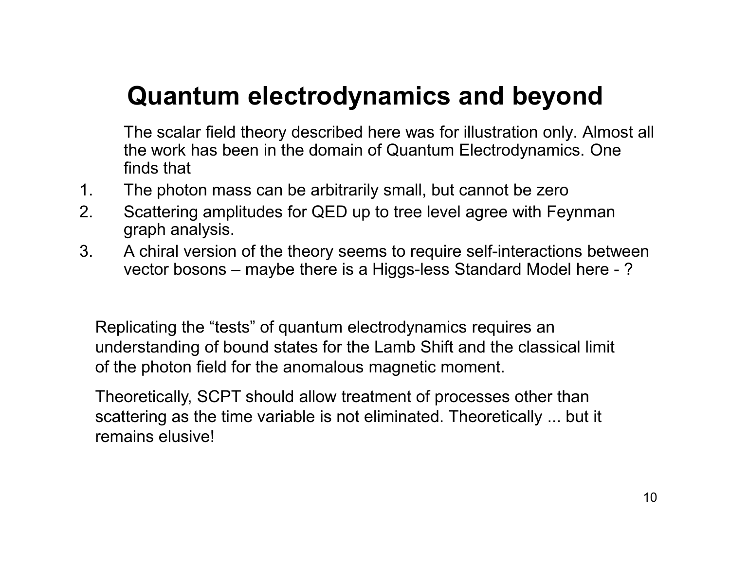# Quantum electrodynamics and beyond

The scalar field theory described here was for illustration only. Almost all the work has been in the domain of Quantum Electrodynamics. One finds that

1. The photon mass can be arbitrarily small, but cannot be zero
2. Scattering amplitudes for QED up to tree level agree with Feynman graph analysis.
3. A chiral version of the theory seems to require self-interactions between vector bosons – maybe there is a Higgs-less Standard Model here - ?

Replicating the "tests" of quantum electrodynamics requires an understanding of bound states for the Lamb Shift and the classical limit of the photon field for the anomalous magnetic moment.

Theoretically, SCPT should allow treatment of processes other than scattering as the time variable is not eliminated. Theoretically ... but it remains elusive!